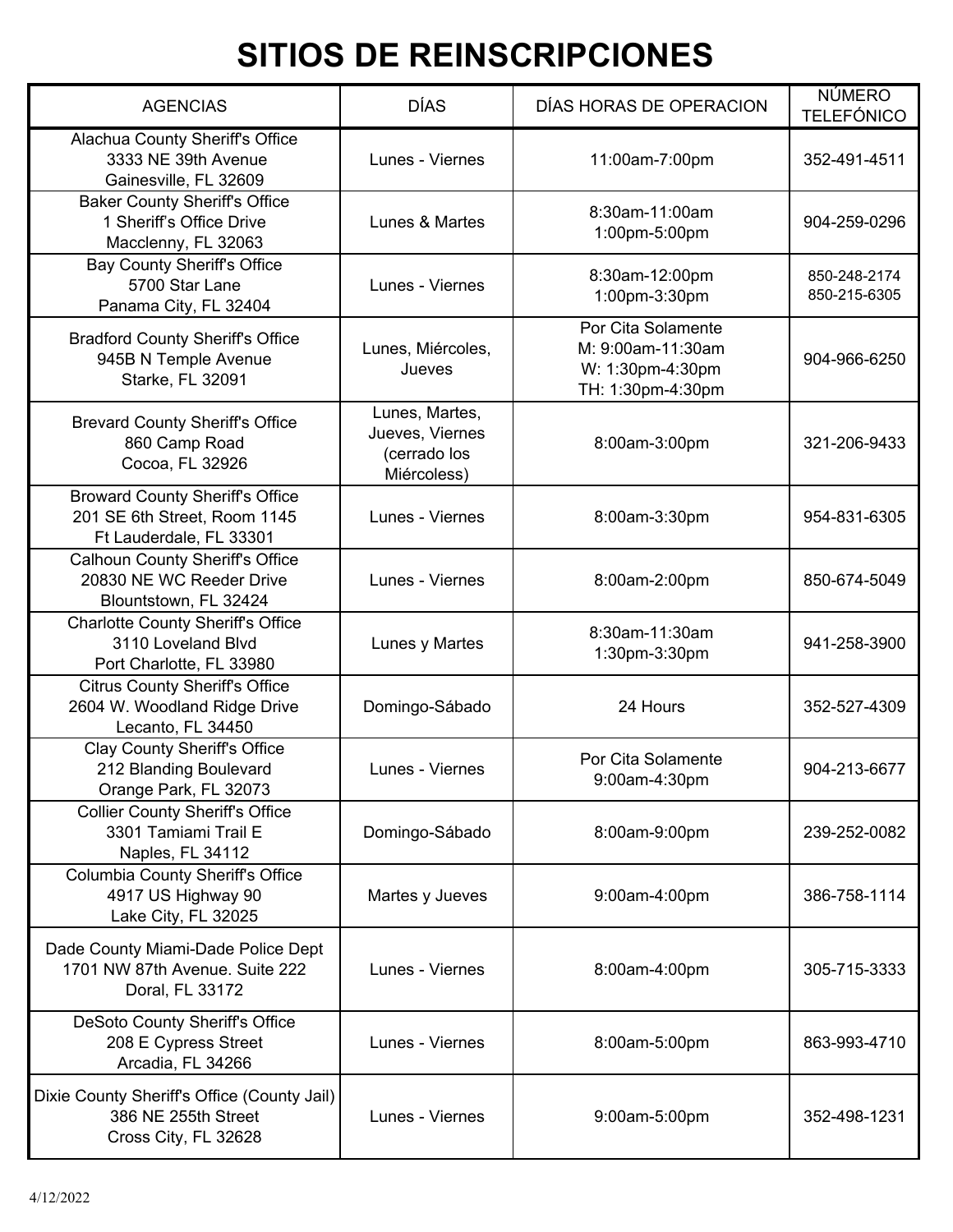# SITIOS DE REINSCRIPCIONES

| AGENCIAS | DÍAS | DÍAS HORAS DE OPERACION | NÚMERO TELEFÓNICO |
|---|---|---|---|
| Alachua County Sheriff's Office<br>3333 NE 39th Avenue<br>Gainesville, FL 32609 | Lunes - Viernes | 11:00am-7:00pm | 352-491-4511 |
| Baker County Sheriff's Office<br>1 Sheriff's Office Drive<br>Macclenny, FL 32063 | Lunes & Martes | 8:30am-11:00am<br>1:00pm-5:00pm | 904-259-0296 |
| Bay County Sheriff's Office<br>5700 Star Lane<br>Panama City, FL 32404 | Lunes - Viernes | 8:30am-12:00pm<br>1:00pm-3:30pm | 850-248-2174<br>850-215-6305 |
| Bradford County Sheriff's Office<br>945B N Temple Avenue<br>Starke, FL 32091 | Lunes, Miércoles, Jueves | Por Cita Solamente<br>M: 9:00am-11:30am<br>W: 1:30pm-4:30pm<br>TH: 1:30pm-4:30pm | 904-966-6250 |
| Brevard County Sheriff's Office<br>860 Camp Road<br>Cocoa, FL 32926 | Lunes, Martes, Jueves, Viernes (cerrado los Miércoless) | 8:00am-3:00pm | 321-206-9433 |
| Broward County Sheriff's Office<br>201 SE 6th Street, Room 1145<br>Ft Lauderdale, FL 33301 | Lunes - Viernes | 8:00am-3:30pm | 954-831-6305 |
| Calhoun County Sheriff's Office<br>20830 NE WC Reeder Drive<br>Blountstown, FL 32424 | Lunes - Viernes | 8:00am-2:00pm | 850-674-5049 |
| Charlotte County Sheriff's Office<br>3110 Loveland Blvd<br>Port Charlotte, FL 33980 | Lunes y Martes | 8:30am-11:30am<br>1:30pm-3:30pm | 941-258-3900 |
| Citrus County Sheriff's Office<br>2604 W. Woodland Ridge Drive<br>Lecanto, FL 34450 | Domingo-Sábado | 24 Hours | 352-527-4309 |
| Clay County Sheriff's Office<br>212 Blanding Boulevard<br>Orange Park, FL 32073 | Lunes - Viernes | Por Cita Solamente<br>9:00am-4:30pm | 904-213-6677 |
| Collier County Sheriff's Office<br>3301 Tamiami Trail E<br>Naples, FL 34112 | Domingo-Sábado | 8:00am-9:00pm | 239-252-0082 |
| Columbia County Sheriff's Office<br>4917 US Highway 90<br>Lake City, FL 32025 | Martes y Jueves | 9:00am-4:00pm | 386-758-1114 |
| Dade County Miami-Dade Police Dept<br>1701 NW 87th Avenue. Suite 222<br>Doral, FL 33172 | Lunes - Viernes | 8:00am-4:00pm | 305-715-3333 |
| DeSoto County Sheriff's Office<br>208 E Cypress Street<br>Arcadia, FL 34266 | Lunes - Viernes | 8:00am-5:00pm | 863-993-4710 |
| Dixie County Sheriff's Office (County Jail)<br>386 NE 255th Street<br>Cross City, FL 32628 | Lunes - Viernes | 9:00am-5:00pm | 352-498-1231 |

4/12/2022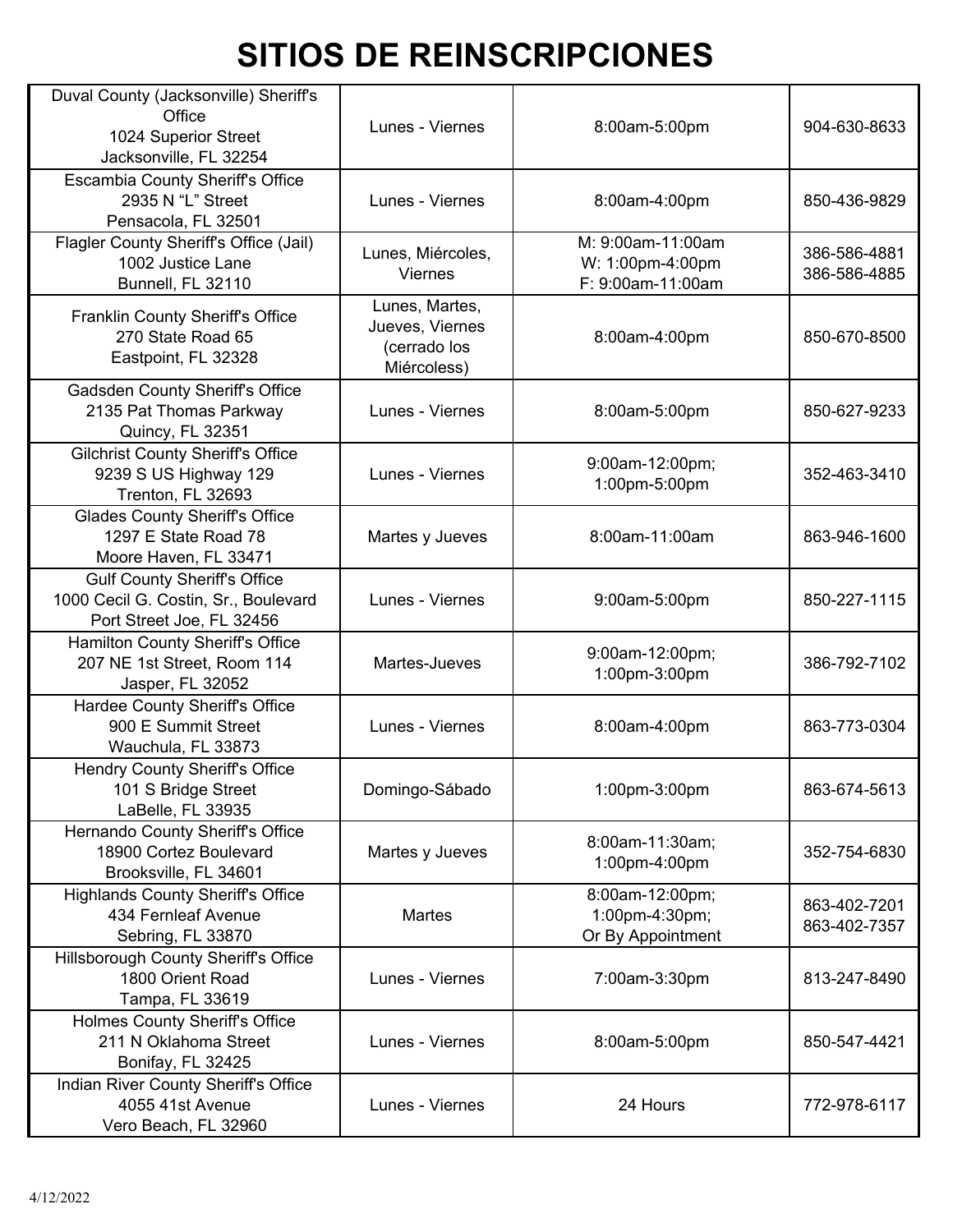# SITIOS DE REINSCRIPCIONES

| | | | |
|---|---|---|---|
| Duval County (Jacksonville) Sheriff's Office<br>1024 Superior Street<br>Jacksonville, FL 32254 | Lunes - Viernes | 8:00am-5:00pm | 904-630-8633 |
| Escambia County Sheriff's Office<br>2935 N "L" Street<br>Pensacola, FL 32501 | Lunes - Viernes | 8:00am-4:00pm | 850-436-9829 |
| Flagler County Sheriff's Office (Jail)<br>1002 Justice Lane<br>Bunnell, FL 32110 | Lunes, Miércoles, Viernes | M: 9:00am-11:00am<br>W: 1:00pm-4:00pm<br>F: 9:00am-11:00am | 386-586-4881<br>386-586-4885 |
| Franklin County Sheriff's Office<br>270 State Road 65<br>Eastpoint, FL 32328 | Lunes, Martes, Jueves, Viernes (cerrado los Miércoless) | 8:00am-4:00pm | 850-670-8500 |
| Gadsden County Sheriff's Office<br>2135 Pat Thomas Parkway<br>Quincy, FL 32351 | Lunes - Viernes | 8:00am-5:00pm | 850-627-9233 |
| Gilchrist County Sheriff's Office<br>9239 S US Highway 129<br>Trenton, FL 32693 | Lunes - Viernes | 9:00am-12:00pm;<br>1:00pm-5:00pm | 352-463-3410 |
| Glades County Sheriff's Office<br>1297 E State Road 78<br>Moore Haven, FL 33471 | Martes y Jueves | 8:00am-11:00am | 863-946-1600 |
| Gulf County Sheriff's Office<br>1000 Cecil G. Costin, Sr., Boulevard<br>Port Street Joe, FL 32456 | Lunes - Viernes | 9:00am-5:00pm | 850-227-1115 |
| Hamilton County Sheriff's Office<br>207 NE 1st Street, Room 114<br>Jasper, FL 32052 | Martes-Jueves | 9:00am-12:00pm;<br>1:00pm-3:00pm | 386-792-7102 |
| Hardee County Sheriff's Office<br>900 E Summit Street<br>Wauchula, FL 33873 | Lunes - Viernes | 8:00am-4:00pm | 863-773-0304 |
| Hendry County Sheriff's Office<br>101 S Bridge Street<br>LaBelle, FL 33935 | Domingo-Sábado | 1:00pm-3:00pm | 863-674-5613 |
| Hernando County Sheriff's Office<br>18900 Cortez Boulevard<br>Brooksville, FL 34601 | Martes y Jueves | 8:00am-11:30am;<br>1:00pm-4:00pm | 352-754-6830 |
| Highlands County Sheriff's Office<br>434 Fernleaf Avenue<br>Sebring, FL 33870 | Martes | 8:00am-12:00pm;<br>1:00pm-4:30pm;<br>Or By Appointment | 863-402-7201<br>863-402-7357 |
| Hillsborough County Sheriff's Office<br>1800 Orient Road<br>Tampa, FL 33619 | Lunes - Viernes | 7:00am-3:30pm | 813-247-8490 |
| Holmes County Sheriff's Office<br>211 N Oklahoma Street<br>Bonifay, FL 32425 | Lunes - Viernes | 8:00am-5:00pm | 850-547-4421 |
| Indian River County Sheriff's Office<br>4055 41st Avenue<br>Vero Beach, FL 32960 | Lunes - Viernes | 24 Hours | 772-978-6117 |

4/12/2022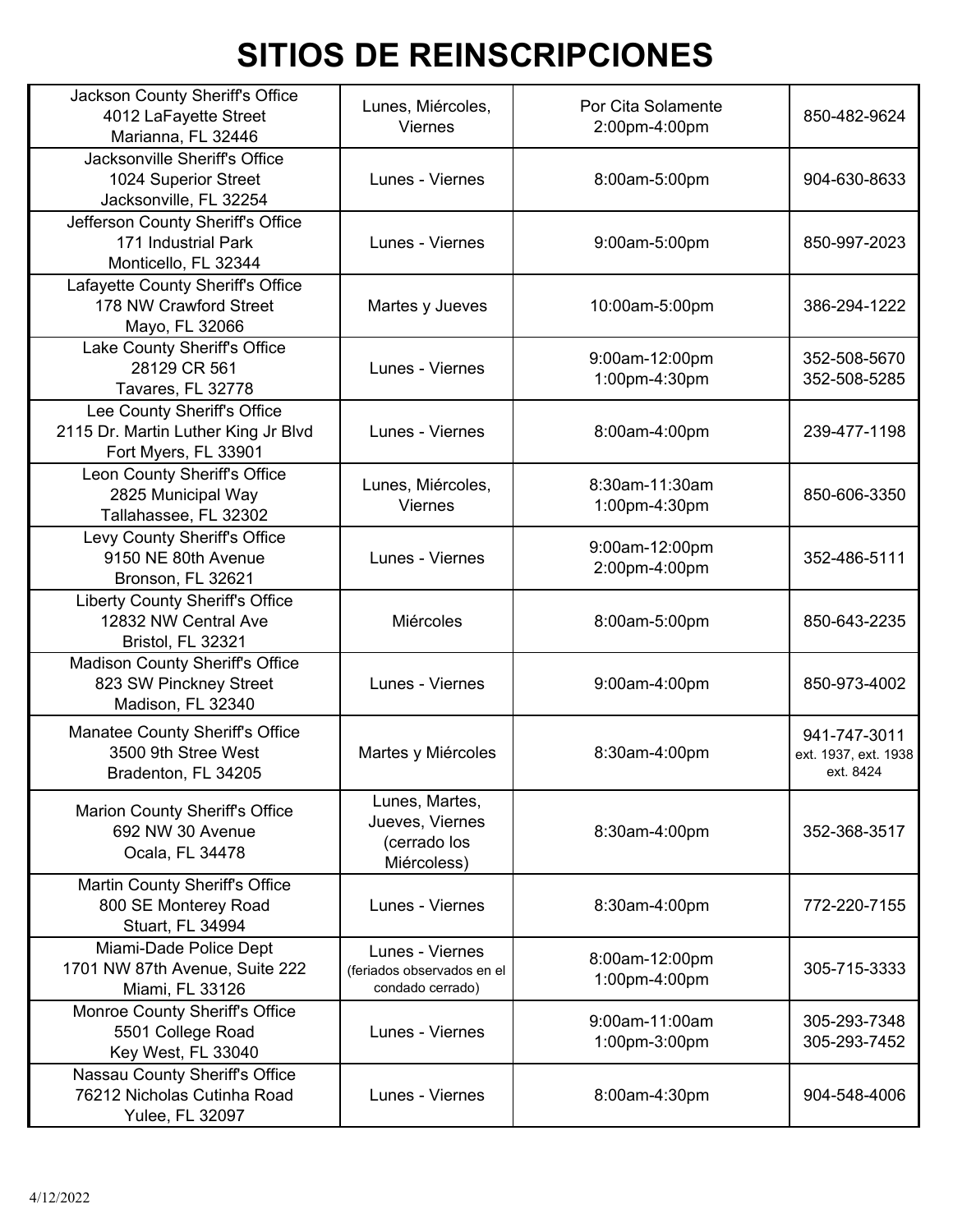# SITIOS DE REINSCRIPCIONES

| | | | |
|---|---|---|---|
| Jackson County Sheriff's Office<br>4012 LaFayette Street<br>Marianna, FL 32446 | Lunes, Miércoles, Viernes | Por Cita Solamente<br>2:00pm-4:00pm | 850-482-9624 |
| Jacksonville Sheriff's Office<br>1024 Superior Street<br>Jacksonville, FL 32254 | Lunes - Viernes | 8:00am-5:00pm | 904-630-8633 |
| Jefferson County Sheriff's Office<br>171 Industrial Park<br>Monticello, FL 32344 | Lunes - Viernes | 9:00am-5:00pm | 850-997-2023 |
| Lafayette County Sheriff's Office<br>178 NW Crawford Street<br>Mayo, FL 32066 | Martes y Jueves | 10:00am-5:00pm | 386-294-1222 |
| Lake County Sheriff's Office<br>28129 CR 561<br>Tavares, FL 32778 | Lunes - Viernes | 9:00am-12:00pm<br>1:00pm-4:30pm | 352-508-5670<br>352-508-5285 |
| Lee County Sheriff's Office<br>2115 Dr. Martin Luther King Jr Blvd<br>Fort Myers, FL 33901 | Lunes - Viernes | 8:00am-4:00pm | 239-477-1198 |
| Leon County Sheriff's Office<br>2825 Municipal Way<br>Tallahassee, FL 32302 | Lunes, Miércoles, Viernes | 8:30am-11:30am<br>1:00pm-4:30pm | 850-606-3350 |
| Levy County Sheriff's Office<br>9150 NE 80th Avenue<br>Bronson, FL 32621 | Lunes - Viernes | 9:00am-12:00pm<br>2:00pm-4:00pm | 352-486-5111 |
| Liberty County Sheriff's Office<br>12832 NW Central Ave<br>Bristol, FL 32321 | Miércoles | 8:00am-5:00pm | 850-643-2235 |
| Madison County Sheriff's Office<br>823 SW Pinckney Street<br>Madison, FL 32340 | Lunes - Viernes | 9:00am-4:00pm | 850-973-4002 |
| Manatee County Sheriff's Office<br>3500 9th Stree West<br>Bradenton, FL 34205 | Martes y Miércoles | 8:30am-4:00pm | 941-747-3011<br>ext. 1937, ext. 1938<br>ext. 8424 |
| Marion County Sheriff's Office<br>692 NW 30 Avenue<br>Ocala, FL 34478 | Lunes, Martes, Jueves, Viernes (cerrado los Miércoless) | 8:30am-4:00pm | 352-368-3517 |
| Martin County Sheriff's Office<br>800 SE Monterey Road<br>Stuart, FL 34994 | Lunes - Viernes | 8:30am-4:00pm | 772-220-7155 |
| Miami-Dade Police Dept<br>1701 NW 87th Avenue, Suite 222<br>Miami, FL 33126 | Lunes - Viernes<br>(feriados observados en el condado cerrado) | 8:00am-12:00pm<br>1:00pm-4:00pm | 305-715-3333 |
| Monroe County Sheriff's Office<br>5501 College Road<br>Key West, FL 33040 | Lunes - Viernes | 9:00am-11:00am<br>1:00pm-3:00pm | 305-293-7348<br>305-293-7452 |
| Nassau County Sheriff's Office<br>76212 Nicholas Cutinha Road<br>Yulee, FL 32097 | Lunes - Viernes | 8:00am-4:30pm | 904-548-4006 |

4/12/2022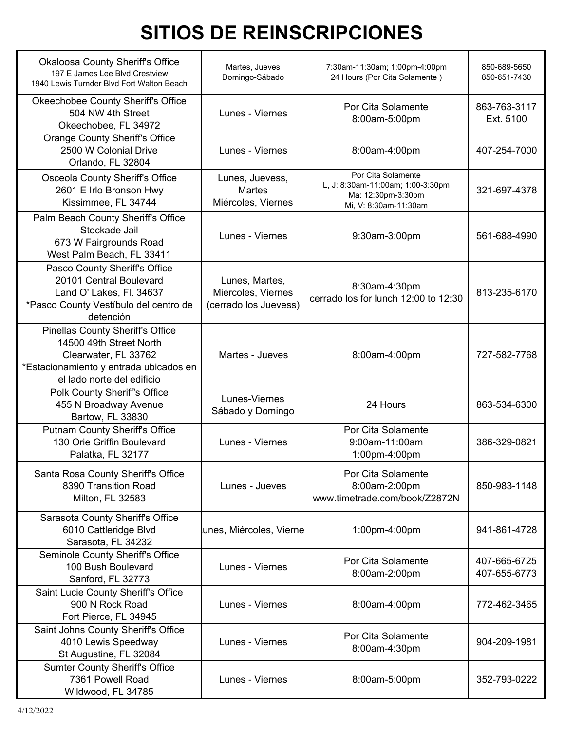# SITIOS DE REINSCRIPCIONES

| | | | |
|---|---|---|---|
| Okaloosa County Sheriff's Office<br>197 E James Lee Blvd Crestview<br>1940 Lewis Turnder Blvd Fort Walton Beach | Martes, Jueves<br>Domingo-Sábado | 7:30am-11:30am; 1:00pm-4:00pm<br>24 Hours (Por Cita Solamente ) | 850-689-5650<br>850-651-7430 |
| Okeechobee County Sheriff's Office<br>504 NW 4th Street<br>Okeechobee, FL 34972 | Lunes - Viernes | Por Cita Solamente<br>8:00am-5:00pm | 863-763-3117<br>Ext. 5100 |
| Orange County Sheriff's Office<br>2500 W Colonial Drive<br>Orlando, FL 32804 | Lunes - Viernes | 8:00am-4:00pm | 407-254-7000 |
| Osceola County Sheriff's Office<br>2601 E Irlo Bronson Hwy<br>Kissimmee, FL 34744 | Lunes, Juevess,<br>Martes<br>Miércoles, Viernes | Por Cita Solamente<br>L, J: 8:30am-11:00am; 1:00-3:30pm<br>Ma: 12:30pm-3:30pm<br>Mi, V: 8:30am-11:30am | 321-697-4378 |
| Palm Beach County Sheriff's Office<br>Stockade Jail<br>673 W Fairgrounds Road<br>West Palm Beach, FL 33411 | Lunes - Viernes | 9:30am-3:00pm | 561-688-4990 |
| Pasco County Sheriff's Office<br>20101 Central Boulevard<br>Land O' Lakes, Fl. 34637<br>*Pasco County Vestíbulo del centro de detención | Lunes, Martes,<br>Miércoles, Viernes<br>(cerrado los Juevess) | 8:30am-4:30pm<br>cerrado los for lunch 12:00 to 12:30 | 813-235-6170 |
| Pinellas County Sheriff's Office<br>14500 49th Street North<br>Clearwater, FL 33762<br>*Estacionamiento y entrada ubicados en el lado norte del edificio | Martes - Jueves | 8:00am-4:00pm | 727-582-7768 |
| Polk County Sheriff's Office<br>455 N Broadway Avenue<br>Bartow, FL 33830 | Lunes-Viernes<br>Sábado y Domingo | 24 Hours | 863-534-6300 |
| Putnam County Sheriff's Office<br>130 Orie Griffin Boulevard<br>Palatka, FL 32177 | Lunes - Viernes | Por Cita Solamente<br>9:00am-11:00am<br>1:00pm-4:00pm | 386-329-0821 |
| Santa Rosa County Sheriff's Office<br>8390 Transition Road<br>Milton, FL 32583 | Lunes - Jueves | Por Cita Solamente<br>8:00am-2:00pm<br>www.timetrade.com/book/Z2872N | 850-983-1148 |
| Sarasota County Sheriff's Office<br>6010 Cattleridge Blvd<br>Sarasota, FL 34232 | unes, Miércoles, Vierne | 1:00pm-4:00pm | 941-861-4728 |
| Seminole County Sheriff's Office<br>100 Bush Boulevard<br>Sanford, FL 32773 | Lunes - Viernes | Por Cita Solamente<br>8:00am-2:00pm | 407-665-6725<br>407-655-6773 |
| Saint Lucie County Sheriff's Office<br>900 N Rock Road<br>Fort Pierce, FL 34945 | Lunes - Viernes | 8:00am-4:00pm | 772-462-3465 |
| Saint Johns County Sheriff's Office<br>4010 Lewis Speedway<br>St Augustine, FL 32084 | Lunes - Viernes | Por Cita Solamente<br>8:00am-4:30pm | 904-209-1981 |
| Sumter County Sheriff's Office<br>7361 Powell Road<br>Wildwood, FL 34785 | Lunes - Viernes | 8:00am-5:00pm | 352-793-0222 |

4/12/2022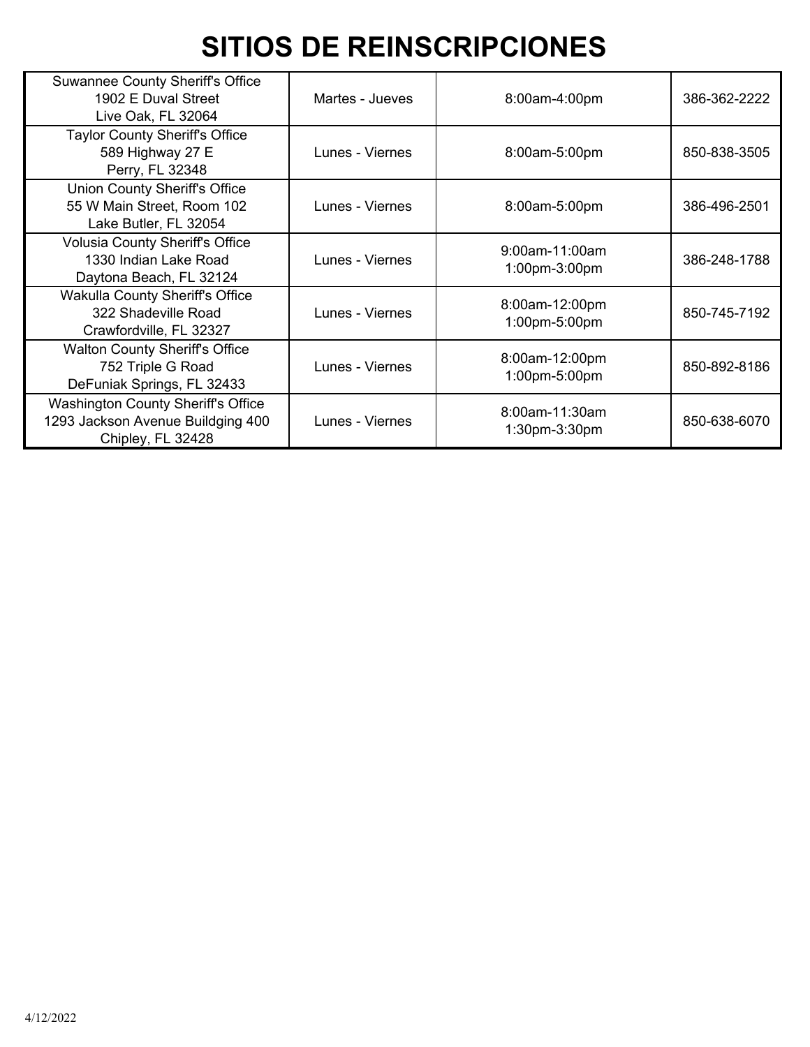# SITIOS DE REINSCRIPCIONES

| | | | |
|---|---|---|---|
| Suwannee County Sheriff's Office<br>1902 E Duval Street<br>Live Oak, FL 32064 | Martes - Jueves | 8:00am-4:00pm | 386-362-2222 |
| Taylor County Sheriff's Office<br>589 Highway 27 E<br>Perry, FL 32348 | Lunes - Viernes | 8:00am-5:00pm | 850-838-3505 |
| Union County Sheriff's Office<br>55 W Main Street, Room 102<br>Lake Butler, FL 32054 | Lunes - Viernes | 8:00am-5:00pm | 386-496-2501 |
| Volusia County Sheriff's Office<br>1330 Indian Lake Road<br>Daytona Beach, FL 32124 | Lunes - Viernes | 9:00am-11:00am<br>1:00pm-3:00pm | 386-248-1788 |
| Wakulla County Sheriff's Office<br>322 Shadeville Road<br>Crawfordville, FL 32327 | Lunes - Viernes | 8:00am-12:00pm<br>1:00pm-5:00pm | 850-745-7192 |
| Walton County Sheriff's Office<br>752 Triple G Road<br>DeFuniak Springs, FL 32433 | Lunes - Viernes | 8:00am-12:00pm<br>1:00pm-5:00pm | 850-892-8186 |
| Washington County Sheriff's Office<br>1293 Jackson Avenue Buildging 400<br>Chipley, FL 32428 | Lunes - Viernes | 8:00am-11:30am<br>1:30pm-3:30pm | 850-638-6070 |

4/12/2022